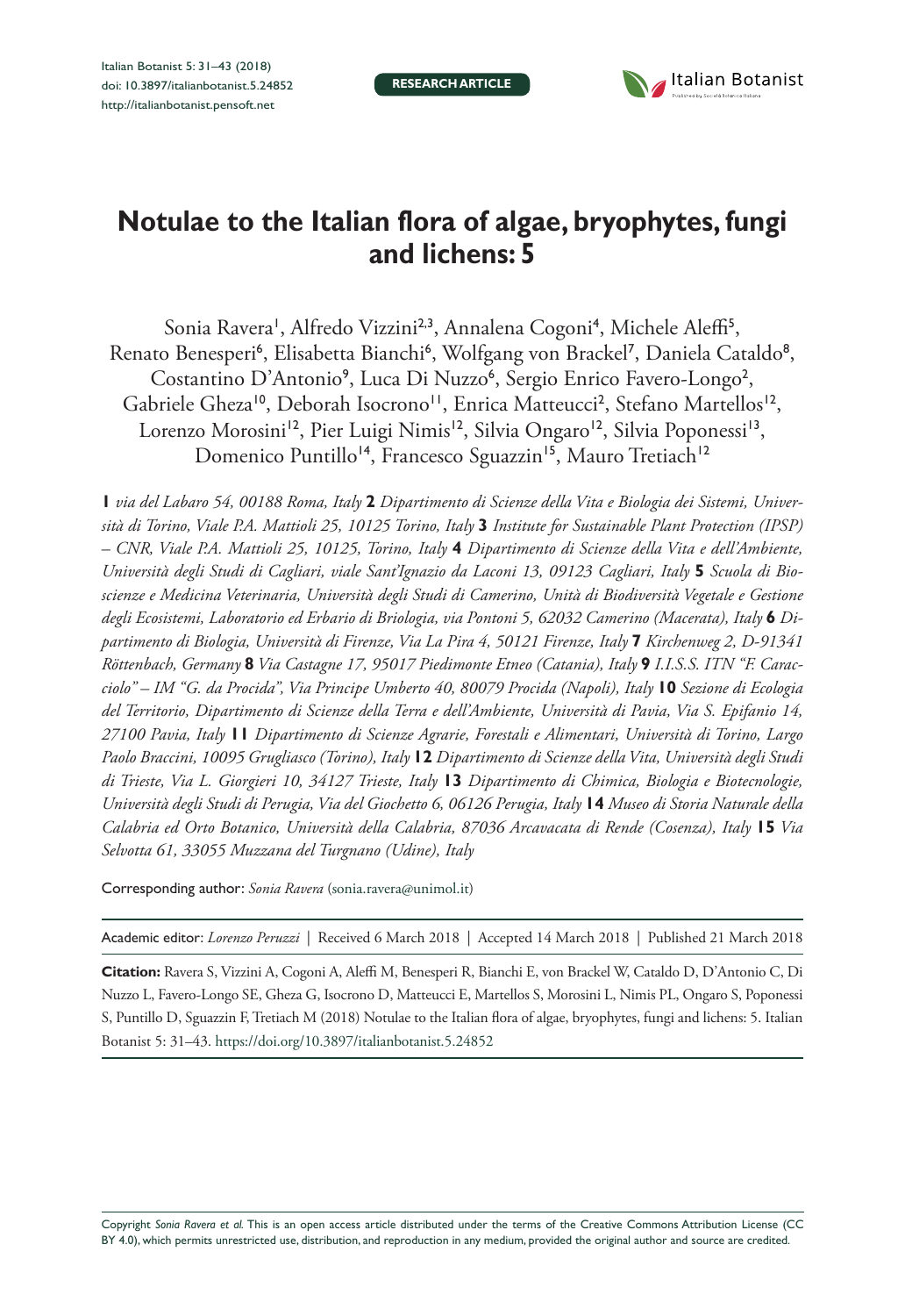RESEARCH ARTICLE

# Notulae to the Italian flora of algae, bryophytes, fungi and lichens: 5

Sonia Ravera[1], Alfredo Vizzini[2,3], Annalena Cogoni[4], Michele Aleffi[5], Renato Benesperi[6], Elisabetta Bianchi[6], Wolfgang von Brackel[7], Daniela Cataldo[8], Costantino D'Antonio[9], Luca Di Nuzzo[6], Sergio Enrico Favero-Longo[2], Gabriele Gheza[10], Deborah Isocrono[11], Enrica Matteucci[2], Stefano Martellos[12], Lorenzo Morosini[12], Pier Luigi Nimis[12], Silvia Ongaro[12], Silvia Poponessi[13], Domenico Puntillo[14], Francesco Sguazzin[15], Mauro Tretiach[12]

**1** *via del Labaro 54, 00188 Roma, Italy* **2** *Dipartimento di Scienze della Vita e Biologia dei Sistemi, Università di Torino, Viale P.A. Mattioli 25, 10125 Torino, Italy* **3** *Institute for Sustainable Plant Protection (IPSP) – CNR, Viale P.A. Mattioli 25, 10125, Torino, Italy* **4** *Dipartimento di Scienze della Vita e dell'Ambiente, Università degli Studi di Cagliari, viale Sant'Ignazio da Laconi 13, 09123 Cagliari, Italy* **5** *Scuola di Bioscienze e Medicina Veterinaria, Università degli Studi di Camerino, Unità di Biodiversità Vegetale e Gestione degli Ecosistemi, Laboratorio ed Erbario di Briologia, via Pontoni 5, 62032 Camerino (Macerata), Italy* **6** *Dipartimento di Biologia, Università di Firenze, Via La Pira 4, 50121 Firenze, Italy* **7** *Kirchenweg 2, D-91341 Röttenbach, Germany* **8** *Via Castagne 17, 95017 Piedimonte Etneo (Catania), Italy* **9** *I.S.I.S. ITN "F. Caracciolo" – IM "G. da Procida", Via Principe Umberto 40, 80079 Procida (Napoli), Italy* **10** *Sezione di Ecologia del Territorio, Dipartimento di Scienze della Terra e dell'Ambiente, Università di Pavia, Via S. Epifanio 14, 27100 Pavia, Italy* **11** *Dipartimento di Scienze Agrarie, Forestali e Alimentari, Università di Torino, Largo Paolo Braccini, 10095 Grugliasco (Torino), Italy* **12** *Dipartimento di Scienze della Vita, Università degli Studi di Trieste, Via L. Giorgieri 10, 34127 Trieste, Italy* **13** *Dipartimento di Chimica, Biologia e Biotecnologie, Università degli Studi di Perugia, Via del Giochetto 6, 06126 Perugia, Italy* **14** *Museo di Storia Naturale della Calabria ed Orto Botanico, Università della Calabria, 87036 Arcavacata di Rende (Cosenza), Italy* **15** *Via Selvotta 61, 33055 Muzzana del Turgnano (Udine), Italy*

Corresponding author: *Sonia Ravera* (sonia.ravera@unimol.it)

Academic editor: *Lorenzo Peruzzi* | Received 6 March 2018 | Accepted 14 March 2018 | Published 21 March 2018

**Citation:** Ravera S, Vizzini A, Cogoni A, Aleffi M, Benesperi R, Bianchi E, von Brackel W, Cataldo D, D'Antonio C, Di Nuzzo L, Favero-Longo SE, Gheza G, Isocrono D, Matteucci E, Martellos S, Morosini L, Nimis PL, Ongaro S, Poponessi S, Puntillo D, Sguazzin F, Tretiach M (2018) Notulae to the Italian flora of algae, bryophytes, fungi and lichens: 5. Italian Botanist 5: 31–43. https://doi.org/10.3897/italianbotanist.5.24852

Copyright *Sonia Ravera et al.* This is an open access article distributed under the terms of the Creative Commons Attribution License (CC BY 4.0), which permits unrestricted use, distribution, and reproduction in any medium, provided the original author and source are credited.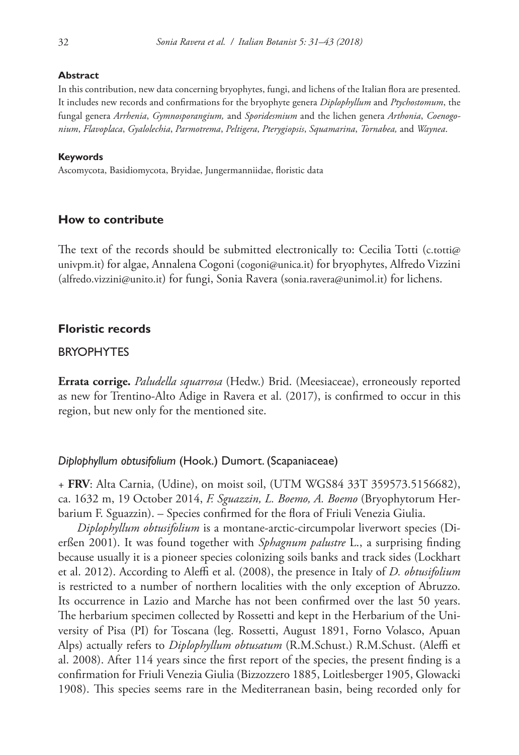#### Abstract

In this contribution, new data concerning bryophytes, fungi, and lichens of the Italian flora are presented. It includes new records and confirmations for the bryophyte genera *Diplophyllum* and *Ptychostomum*, the fungal genera *Arrhenia*, *Gymnosporangium,* and *Sporidesmium* and the lichen genera *Arthonia*, *Coenogonium*, *Flavoplaca*, *Gyalolechia*, *Parmotrema*, *Peltigera*, *Pterygiopsis*, *Squamarina*, *Tornabea,* and *Waynea*.

#### Keywords

Ascomycota, Basidiomycota, Bryidae, Jungermanniidae, floristic data

## How to contribute

The text of the records should be submitted electronically to: Cecilia Totti (c.totti@univpm.it) for algae, Annalena Cogoni (cogoni@unica.it) for bryophytes, Alfredo Vizzini (alfredo.vizzini@unito.it) for fungi, Sonia Ravera (sonia.ravera@unimol.it) for lichens.

## Floristic records

### BRYOPHYTES

**Errata corrige.** *Paludella squarrosa* (Hedw.) Brid. (Meesiaceae), erroneously reported as new for Trentino-Alto Adige in Ravera et al. (2017), is confirmed to occur in this region, but new only for the mentioned site.

#### *Diplophyllum obtusifolium* (Hook.) Dumort. (Scapaniaceae)

+ **FRV**: Alta Carnia, (Udine), on moist soil, (UTM WGS84 33T 359573.5156682), ca. 1632 m, 19 October 2014, *F. Sguazzin, L. Boemo, A. Boemo* (Bryophytorum Herbarium F. Sguazzin). – Species confirmed for the flora of Friuli Venezia Giulia.

*Diplophyllum obtusifolium* is a montane-arctic-circumpolar liverwort species (Dierßen 2001). It was found together with *Sphagnum palustre* L., a surprising finding because usually it is a pioneer species colonizing soils banks and track sides (Lockhart et al. 2012). According to Aleffi et al. (2008), the presence in Italy of *D. obtusifolium* is restricted to a number of northern localities with the only exception of Abruzzo. Its occurrence in Lazio and Marche has not been confirmed over the last 50 years. The herbarium specimen collected by Rossetti and kept in the Herbarium of the University of Pisa (PI) for Toscana (leg. Rossetti, August 1891, Forno Volasco, Apuan Alps) actually refers to *Diplophyllum obtusatum* (R.M.Schust.) R.M.Schust. (Aleffi et al. 2008). After 114 years since the first report of the species, the present finding is a confirmation for Friuli Venezia Giulia (Bizzozzero 1885, Loitlesberger 1905, Glowacki 1908). This species seems rare in the Mediterranean basin, being recorded only for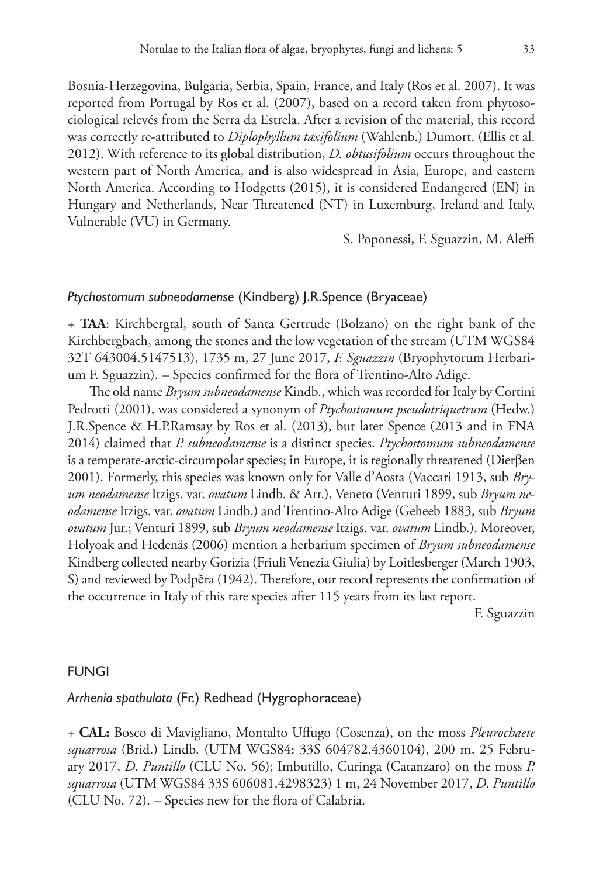Bosnia-Herzegovina, Bulgaria, Serbia, Spain, France, and Italy (Ros et al. 2007). It was reported from Portugal by Ros et al. (2007), based on a record taken from phytosociological relevés from the Serra da Estrela. After a revision of the material, this record was correctly re-attributed to *Diplophyllum taxifolium* (Wahlenb.) Dumort. (Ellis et al. 2012). With reference to its global distribution, *D. obtusifolium* occurs throughout the western part of North America, and is also widespread in Asia, Europe, and eastern North America. According to Hodgetts (2015), it is considered Endangered (EN) in Hungary and Netherlands, Near Threatened (NT) in Luxemburg, Ireland and Italy, Vulnerable (VU) in Germany.

S. Poponessi, F. Sguazzin, M. Aleffi

### *Ptychostomum subneodamense* (Kindberg) J.R.Spence (Bryaceae)

+ **TAA**: Kirchbergtal, south of Santa Gertrude (Bolzano) on the right bank of the Kirchbergbach, among the stones and the low vegetation of the stream (UTM WGS84 32T 643004.5147513), 1735 m, 27 June 2017, *F. Sguazzin* (Bryophytorum Herbarium F. Sguazzin). – Species confirmed for the flora of Trentino-Alto Adige.

The old name *Bryum subneodamense* Kindb., which was recorded for Italy by Cortini Pedrotti (2001), was considered a synonym of *Ptychostomum pseudotriquetrum* (Hedw.) J.R.Spence & H.P.Ramsay by Ros et al. (2013), but later Spence (2013 and in FNA 2014) claimed that *P. subneodamense* is a distinct species. *Ptychostomum subneodamense* is a temperate-arctic-circumpolar species; in Europe, it is regionally threatened (Dierβen 2001). Formerly, this species was known only for Valle d'Aosta (Vaccari 1913, sub *Bryum neodamense* Itzigs. var. *ovatum* Lindb. & Arr.), Veneto (Venturi 1899, sub *Bryum neodamense* Itzigs. var. *ovatum* Lindb.) and Trentino-Alto Adige (Geheeb 1883, sub *Bryum ovatum* Jur.; Venturi 1899, sub *Bryum neodamense* Itzigs. var. *ovatum* Lindb.). Moreover, Holyoak and Hedenäs (2006) mention a herbarium specimen of *Bryum subneodamense* Kindberg collected nearby Gorizia (Friuli Venezia Giulia) by Loitlesberger (March 1903, S) and reviewed by Podpěra (1942). Therefore, our record represents the confirmation of the occurrence in Italy of this rare species after 115 years from its last report.

F. Sguazzin

## FUNGI

### *Arrhenia spathulata* (Fr.) Redhead (Hygrophoraceae)

+ **CAL:** Bosco di Mavigliano, Montalto Uffugo (Cosenza), on the moss *Pleurochaete squarrosa* (Brid.) Lindb. (UTM WGS84: 33S 604782.4360104), 200 m, 25 February 2017, *D. Puntillo* (CLU No. 56); Imbutillo, Curinga (Catanzaro) on the moss *P. squarrosa* (UTM WGS84 33S 606081.4298323) 1 m, 24 November 2017, *D. Puntillo* (CLU No. 72). – Species new for the flora of Calabria.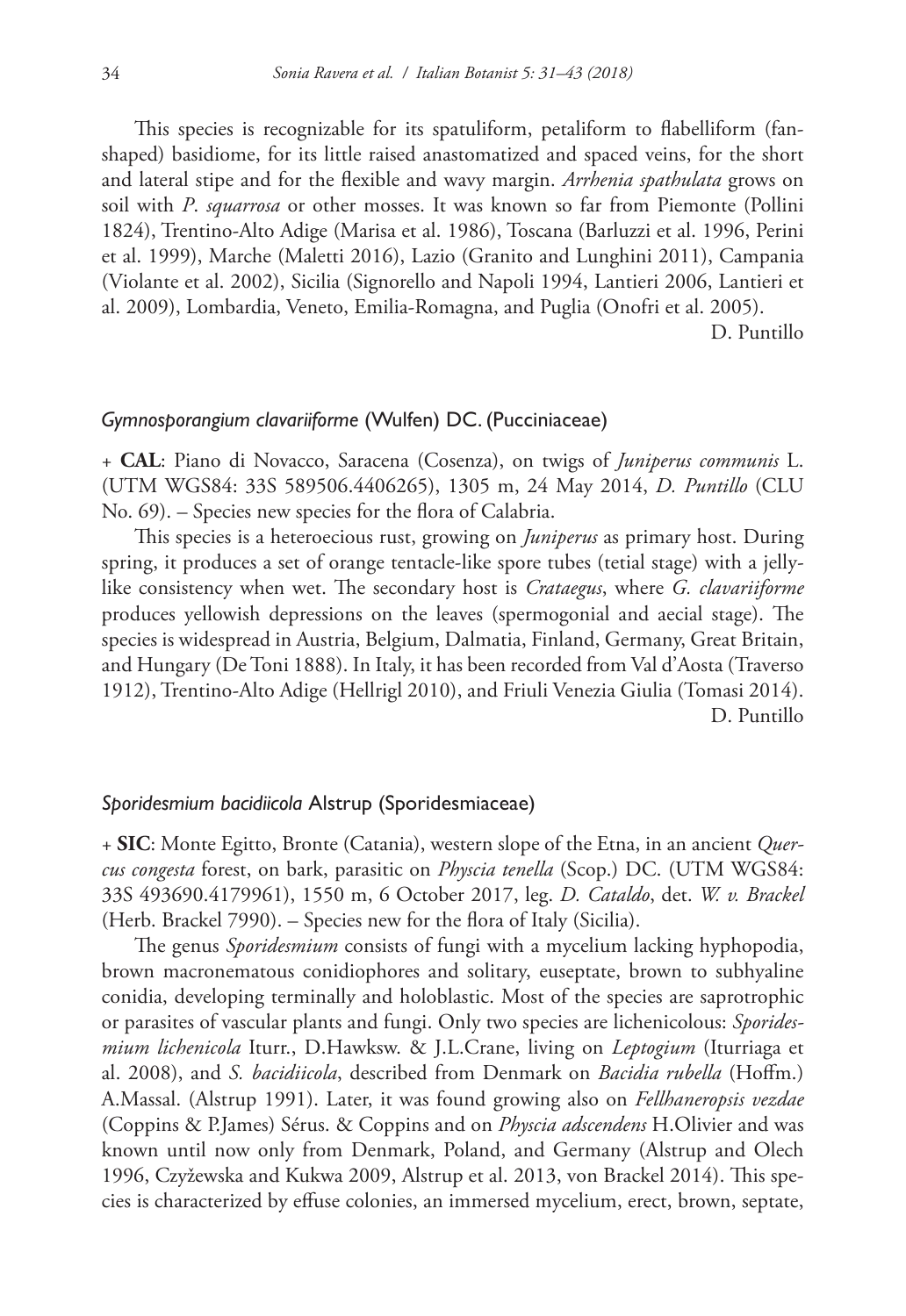This species is recognizable for its spatuliform, petaliform to flabelliform (fan-shaped) basidiome, for its little raised anastomatized and spaced veins, for the short and lateral stipe and for the flexible and wavy margin. *Arrhenia spathulata* grows on soil with *P. squarrosa* or other mosses. It was known so far from Piemonte (Pollini 1824), Trentino-Alto Adige (Marisa et al. 1986), Toscana (Barluzzi et al. 1996, Perini et al. 1999), Marche (Maletti 2016), Lazio (Granito and Lunghini 2011), Campania (Violante et al. 2002), Sicilia (Signorello and Napoli 1994, Lantieri 2006, Lantieri et al. 2009), Lombardia, Veneto, Emilia-Romagna, and Puglia (Onofri et al. 2005).

D. Puntillo

### *Gymnosporangium clavariiforme* (Wulfen) DC. (Pucciniaceae)

+ **CAL**: Piano di Novacco, Saracena (Cosenza), on twigs of *Juniperus communis* L. (UTM WGS84: 33S 589506.4406265), 1305 m, 24 May 2014, *D. Puntillo* (CLU No. 69). – Species new species for the flora of Calabria.

This species is a heteroecious rust, growing on *Juniperus* as primary host. During spring, it produces a set of orange tentacle-like spore tubes (tetial stage) with a jelly-like consistency when wet. The secondary host is *Crataegus*, where *G. clavariiforme* produces yellowish depressions on the leaves (spermogonial and aecial stage). The species is widespread in Austria, Belgium, Dalmatia, Finland, Germany, Great Britain, and Hungary (De Toni 1888). In Italy, it has been recorded from Val d'Aosta (Traverso 1912), Trentino-Alto Adige (Hellrigl 2010), and Friuli Venezia Giulia (Tomasi 2014).

D. Puntillo

### *Sporidesmium bacidiicola* Alstrup (Sporidesmiaceae)

+ **SIC**: Monte Egitto, Bronte (Catania), western slope of the Etna, in an ancient *Quercus congesta* forest, on bark, parasitic on *Physcia tenella* (Scop.) DC. (UTM WGS84: 33S 493690.4179961), 1550 m, 6 October 2017, leg. *D. Cataldo*, det. *W. v. Brackel* (Herb. Brackel 7990). – Species new for the flora of Italy (Sicilia).

The genus *Sporidesmium* consists of fungi with a mycelium lacking hyphopodia, brown macronematous conidiophores and solitary, euseptate, brown to subhyaline conidia, developing terminally and holoblastic. Most of the species are saprotrophic or parasites of vascular plants and fungi. Only two species are lichenicolous: *Sporidesmium lichenicola* Iturr., D.Hawksw. & J.L.Crane, living on *Leptogium* (Iturriaga et al. 2008), and *S. bacidiicola*, described from Denmark on *Bacidia rubella* (Hoffm.) A.Massal. (Alstrup 1991). Later, it was found growing also on *Fellhaneropsis vezdae* (Coppins & P.James) Sérus. & Coppins and on *Physcia adscendens* H.Olivier and was known until now only from Denmark, Poland, and Germany (Alstrup and Olech 1996, Czyżewska and Kukwa 2009, Alstrup et al. 2013, von Brackel 2014). This species is characterized by effuse colonies, an immersed mycelium, erect, brown, septate,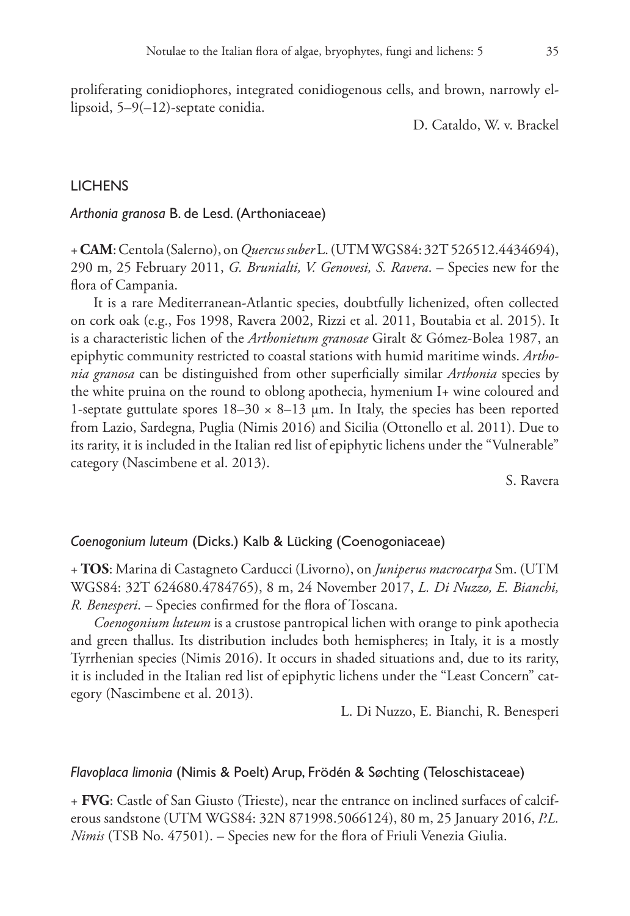proliferating conidiophores, integrated conidiogenous cells, and brown, narrowly ellipsoid, 5–9(–12)-septate conidia.

D. Cataldo, W. v. Brackel

## LICHENS

### *Arthonia granosa* B. de Lesd. (Arthoniaceae)

+ **CAM**: Centola (Salerno), on *Quercus suber* L. (UTM WGS84: 32T 526512.4434694), 290 m, 25 February 2011, *G. Brunialti, V. Genovesi, S. Ravera*. – Species new for the flora of Campania.

It is a rare Mediterranean-Atlantic species, doubtfully lichenized, often collected on cork oak (e.g., Fos 1998, Ravera 2002, Rizzi et al. 2011, Boutabia et al. 2015). It is a characteristic lichen of the *Arthonietum granosae* Giralt & Gómez-Bolea 1987, an epiphytic community restricted to coastal stations with humid maritime winds. *Arthonia granosa* can be distinguished from other superficially similar *Arthonia* species by the white pruina on the round to oblong apothecia, hymenium I+ wine coloured and 1-septate guttulate spores 18–30 × 8–13 µm. In Italy, the species has been reported from Lazio, Sardegna, Puglia (Nimis 2016) and Sicilia (Ottonello et al. 2011). Due to its rarity, it is included in the Italian red list of epiphytic lichens under the "Vulnerable" category (Nascimbene et al. 2013).

S. Ravera

### *Coenogonium luteum* (Dicks.) Kalb & Lücking (Coenogoniaceae)

+ **TOS**: Marina di Castagneto Carducci (Livorno), on *Juniperus macrocarpa* Sm. (UTM WGS84: 32T 624680.4784765), 8 m, 24 November 2017, *L. Di Nuzzo, E. Bianchi, R. Benesperi*. – Species confirmed for the flora of Toscana.

*Coenogonium luteum* is a crustose pantropical lichen with orange to pink apothecia and green thallus. Its distribution includes both hemispheres; in Italy, it is a mostly Tyrrhenian species (Nimis 2016). It occurs in shaded situations and, due to its rarity, it is included in the Italian red list of epiphytic lichens under the "Least Concern" category (Nascimbene et al. 2013).

L. Di Nuzzo, E. Bianchi, R. Benesperi

### *Flavoplaca limonia* (Nimis & Poelt) Arup, Frödén & Søchting (Teloschistaceae)

+ **FVG**: Castle of San Giusto (Trieste), near the entrance on inclined surfaces of calciferous sandstone (UTM WGS84: 32N 871998.5066124), 80 m, 25 January 2016, *P.L. Nimis* (TSB No. 47501). – Species new for the flora of Friuli Venezia Giulia.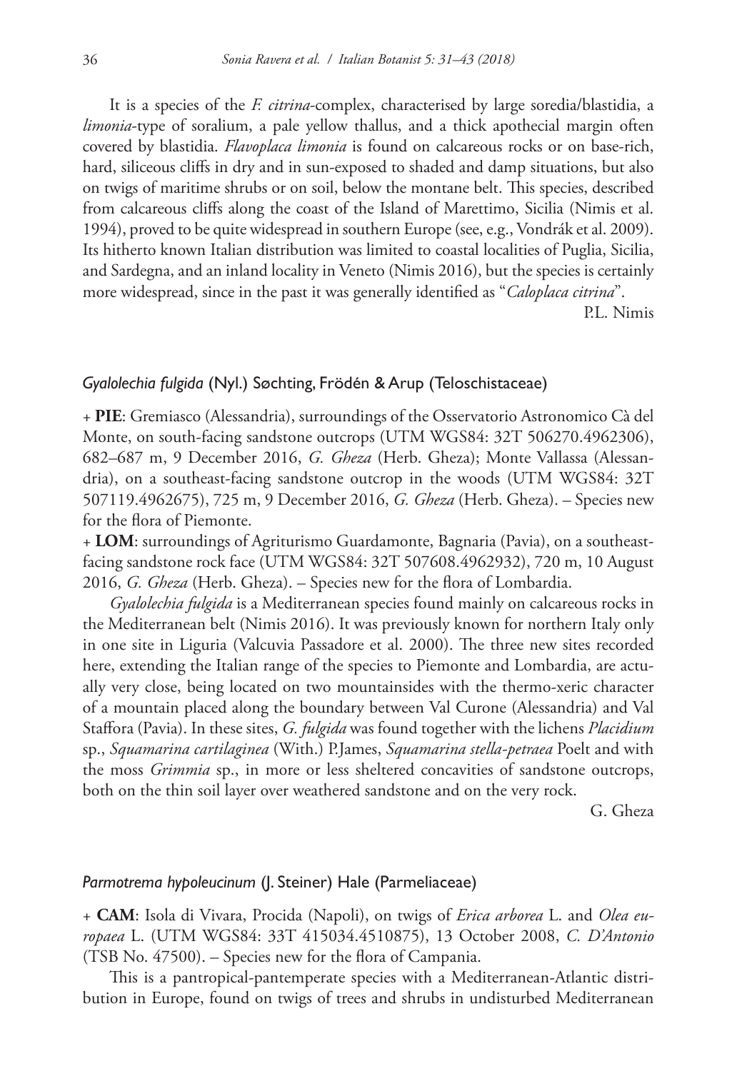It is a species of the *F. citrina*-complex, characterised by large soredia/blastidia, a *limonia*-type of soralium, a pale yellow thallus, and a thick apothecial margin often covered by blastidia. *Flavoplaca limonia* is found on calcareous rocks or on base-rich, hard, siliceous cliffs in dry and in sun-exposed to shaded and damp situations, but also on twigs of maritime shrubs or on soil, below the montane belt. This species, described from calcareous cliffs along the coast of the Island of Marettimo, Sicilia (Nimis et al. 1994), proved to be quite widespread in southern Europe (see, e.g., Vondrák et al. 2009). Its hitherto known Italian distribution was limited to coastal localities of Puglia, Sicilia, and Sardegna, and an inland locality in Veneto (Nimis 2016), but the species is certainly more widespread, since in the past it was generally identified as "*Caloplaca citrina*".

P.L. Nimis

### *Gyalolechia fulgida* (Nyl.) Søchting, Frödén & Arup (Teloschistaceae)

+ **PIE**: Gremiasco (Alessandria), surroundings of the Osservatorio Astronomico Cà del Monte, on south-facing sandstone outcrops (UTM WGS84: 32T 506270.4962306), 682–687 m, 9 December 2016, *G. Gheza* (Herb. Gheza); Monte Vallassa (Alessandria), on a southeast-facing sandstone outcrop in the woods (UTM WGS84: 32T 507119.4962675), 725 m, 9 December 2016, *G. Gheza* (Herb. Gheza). – Species new for the flora of Piemonte.

+ **LOM**: surroundings of Agriturismo Guardamonte, Bagnaria (Pavia), on a southeast-facing sandstone rock face (UTM WGS84: 32T 507608.4962932), 720 m, 10 August 2016, *G. Gheza* (Herb. Gheza). – Species new for the flora of Lombardia.

*Gyalolechia fulgida* is a Mediterranean species found mainly on calcareous rocks in the Mediterranean belt (Nimis 2016). It was previously known for northern Italy only in one site in Liguria (Valcuvia Passadore et al. 2000). The three new sites recorded here, extending the Italian range of the species to Piemonte and Lombardia, are actually very close, being located on two mountainsides with the thermo-xeric character of a mountain placed along the boundary between Val Curone (Alessandria) and Val Staffora (Pavia). In these sites, *G. fulgida* was found together with the lichens *Placidium* sp., *Squamarina cartilaginea* (With.) P.James, *Squamarina stella-petraea* Poelt and with the moss *Grimmia* sp., in more or less sheltered concavities of sandstone outcrops, both on the thin soil layer over weathered sandstone and on the very rock.

G. Gheza

### *Parmotrema hypoleucinum* (J. Steiner) Hale (Parmeliaceae)

+ **CAM**: Isola di Vivara, Procida (Napoli), on twigs of *Erica arborea* L. and *Olea europaea* L. (UTM WGS84: 33T 415034.4510875), 13 October 2008, *C. D'Antonio* (TSB No. 47500). – Species new for the flora of Campania.

This is a pantropical-pantemperate species with a Mediterranean-Atlantic distribution in Europe, found on twigs of trees and shrubs in undisturbed Mediterranean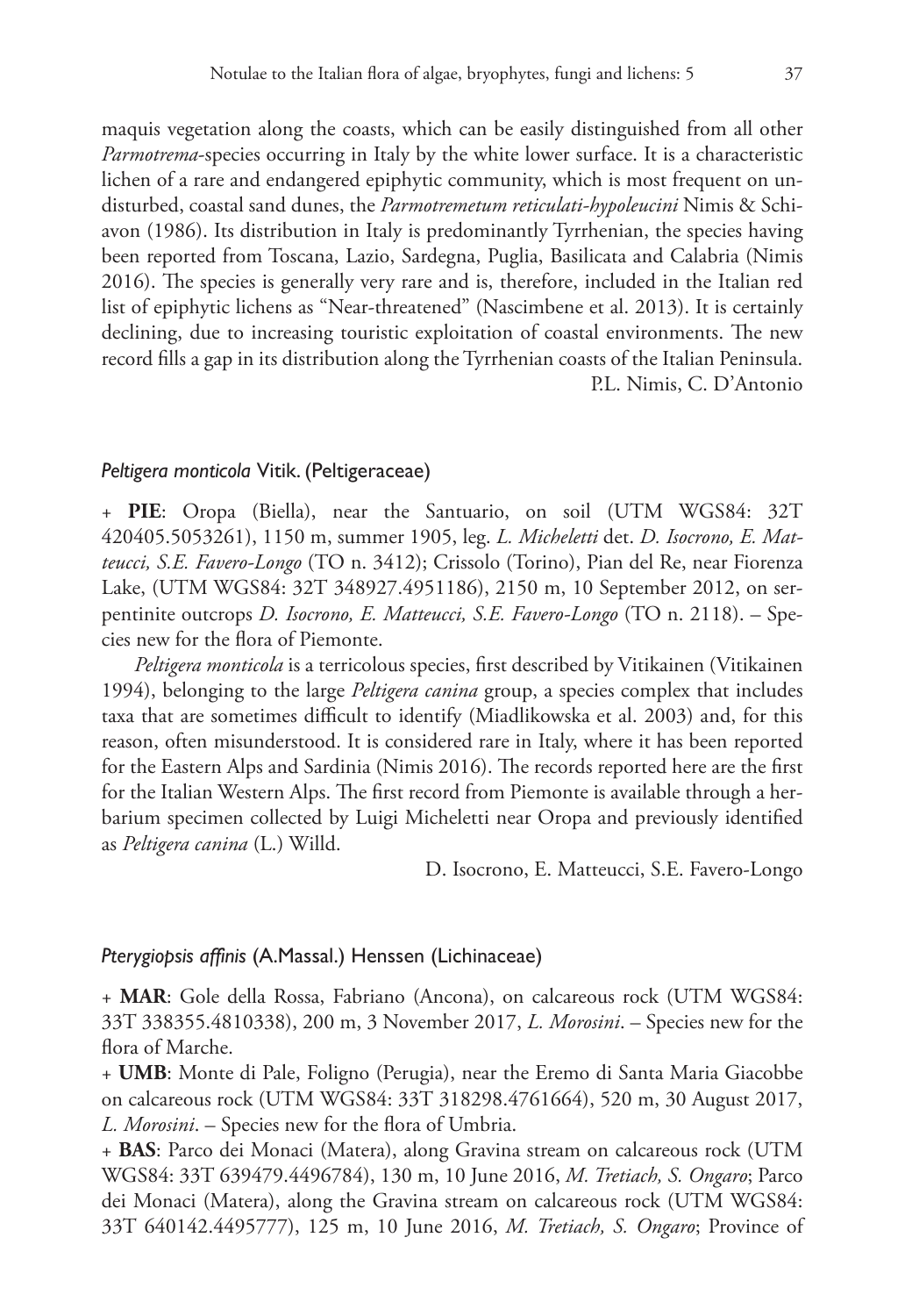maquis vegetation along the coasts, which can be easily distinguished from all other *Parmotrema*-species occurring in Italy by the white lower surface. It is a characteristic lichen of a rare and endangered epiphytic community, which is most frequent on undisturbed, coastal sand dunes, the *Parmotremetum reticulati-hypoleucini* Nimis & Schiavon (1986). Its distribution in Italy is predominantly Tyrrhenian, the species having been reported from Toscana, Lazio, Sardegna, Puglia, Basilicata and Calabria (Nimis 2016). The species is generally very rare and is, therefore, included in the Italian red list of epiphytic lichens as "Near-threatened" (Nascimbene et al. 2013). It is certainly declining, due to increasing touristic exploitation of coastal environments. The new record fills a gap in its distribution along the Tyrrhenian coasts of the Italian Peninsula.

P.L. Nimis, C. D'Antonio

### *Peltigera monticola* Vitik. (Peltigeraceae)

+ **PIE**: Oropa (Biella), near the Santuario, on soil (UTM WGS84: 32T 420405.5053261), 1150 m, summer 1905, leg. *L. Micheletti* det. *D. Isocrono, E. Matteucci, S.E. Favero-Longo* (TO n. 3412); Crissolo (Torino), Pian del Re, near Fiorenza Lake, (UTM WGS84: 32T 348927.4951186), 2150 m, 10 September 2012, on serpentinite outcrops *D. Isocrono, E. Matteucci, S.E. Favero-Longo* (TO n. 2118). – Species new for the flora of Piemonte.

*Peltigera monticola* is a terricolous species, first described by Vitikainen (Vitikainen 1994), belonging to the large *Peltigera canina* group, a species complex that includes taxa that are sometimes difficult to identify (Miadlikowska et al. 2003) and, for this reason, often misunderstood. It is considered rare in Italy, where it has been reported for the Eastern Alps and Sardinia (Nimis 2016). The records reported here are the first for the Italian Western Alps. The first record from Piemonte is available through a herbarium specimen collected by Luigi Micheletti near Oropa and previously identified as *Peltigera canina* (L.) Willd.

D. Isocrono, E. Matteucci, S.E. Favero-Longo

### *Pterygiopsis affinis* (A.Massal.) Henssen (Lichinaceae)

+ **MAR**: Gole della Rossa, Fabriano (Ancona), on calcareous rock (UTM WGS84: 33T 338355.4810338), 200 m, 3 November 2017, *L. Morosini*. – Species new for the flora of Marche.

+ **UMB**: Monte di Pale, Foligno (Perugia), near the Eremo di Santa Maria Giacobbe on calcareous rock (UTM WGS84: 33T 318298.4761664), 520 m, 30 August 2017, *L. Morosini*. – Species new for the flora of Umbria.

+ **BAS**: Parco dei Monaci (Matera), along Gravina stream on calcareous rock (UTM WGS84: 33T 639479.4496784), 130 m, 10 June 2016, *M. Tretiach, S. Ongaro*; Parco dei Monaci (Matera), along the Gravina stream on calcareous rock (UTM WGS84: 33T 640142.4495777), 125 m, 10 June 2016, *M. Tretiach, S. Ongaro*; Province of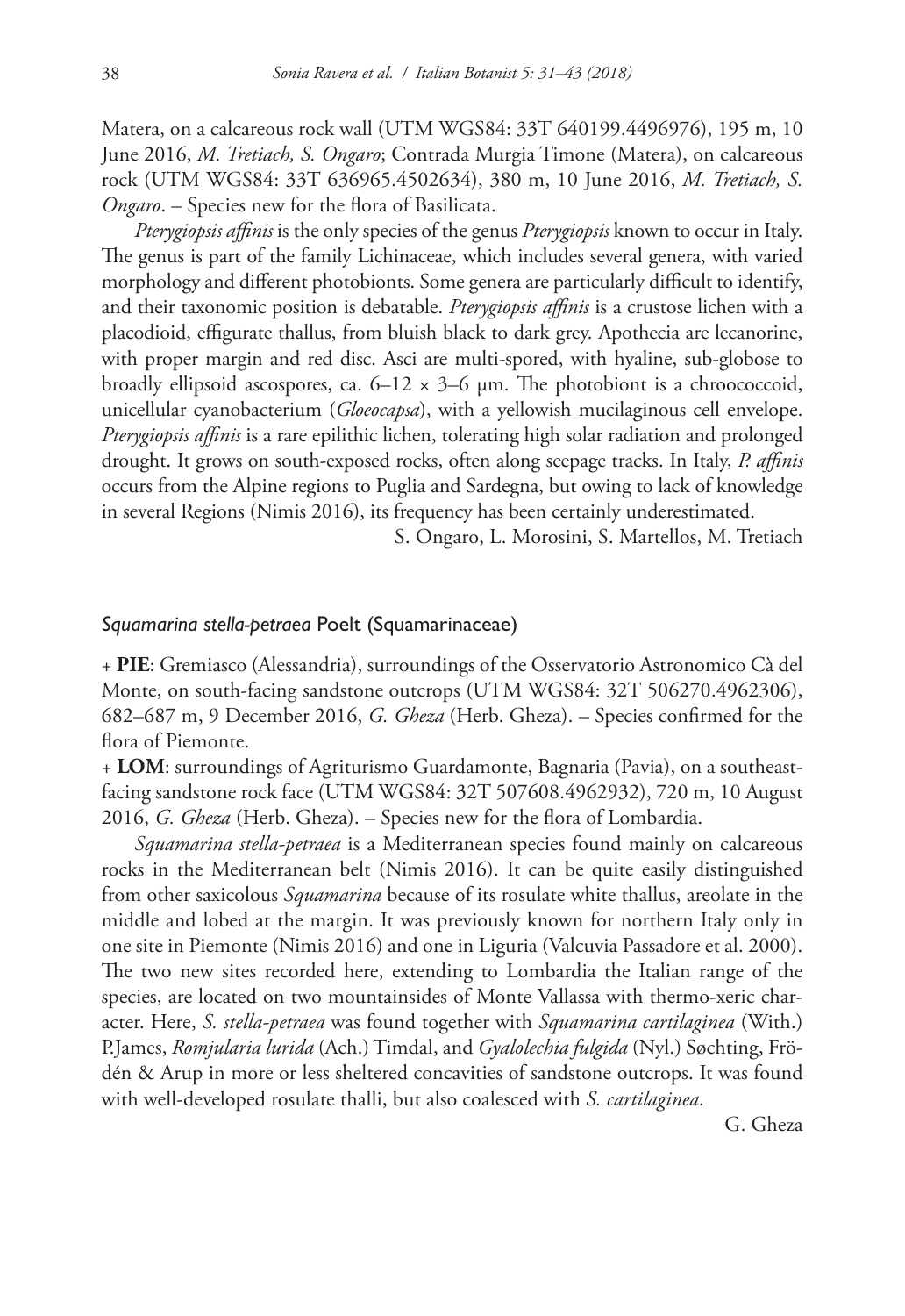Matera, on a calcareous rock wall (UTM WGS84: 33T 640199.4496976), 195 m, 10 June 2016, *M. Tretiach, S. Ongaro*; Contrada Murgia Timone (Matera), on calcareous rock (UTM WGS84: 33T 636965.4502634), 380 m, 10 June 2016, *M. Tretiach, S. Ongaro*. – Species new for the flora of Basilicata.

*Pterygiopsis affinis* is the only species of the genus *Pterygiopsis* known to occur in Italy. The genus is part of the family Lichinaceae, which includes several genera, with varied morphology and different photobionts. Some genera are particularly difficult to identify, and their taxonomic position is debatable. *Pterygiopsis affinis* is a crustose lichen with a placodioid, effigurate thallus, from bluish black to dark grey. Apothecia are lecanorine, with proper margin and red disc. Asci are multi-spored, with hyaline, sub-globose to broadly ellipsoid ascospores, ca. 6–12 × 3–6 µm. The photobiont is a chroococcoid, unicellular cyanobacterium (*Gloeocapsa*), with a yellowish mucilaginous cell envelope. *Pterygiopsis affinis* is a rare epilithic lichen, tolerating high solar radiation and prolonged drought. It grows on south-exposed rocks, often along seepage tracks. In Italy, *P. affinis* occurs from the Alpine regions to Puglia and Sardegna, but owing to lack of knowledge in several Regions (Nimis 2016), its frequency has been certainly underestimated.

S. Ongaro, L. Morosini, S. Martellos, M. Tretiach

### *Squamarina stella-petraea* Poelt (Squamarinaceae)

+ **PIE**: Gremiasco (Alessandria), surroundings of the Osservatorio Astronomico Cà del Monte, on south-facing sandstone outcrops (UTM WGS84: 32T 506270.4962306), 682–687 m, 9 December 2016, *G. Gheza* (Herb. Gheza). – Species confirmed for the flora of Piemonte.

+ **LOM**: surroundings of Agriturismo Guardamonte, Bagnaria (Pavia), on a southeast-facing sandstone rock face (UTM WGS84: 32T 507608.4962932), 720 m, 10 August 2016, *G. Gheza* (Herb. Gheza). – Species new for the flora of Lombardia.

*Squamarina stella-petraea* is a Mediterranean species found mainly on calcareous rocks in the Mediterranean belt (Nimis 2016). It can be quite easily distinguished from other saxicolous *Squamarina* because of its rosulate white thallus, areolate in the middle and lobed at the margin. It was previously known for northern Italy only in one site in Piemonte (Nimis 2016) and one in Liguria (Valcuvia Passadore et al. 2000). The two new sites recorded here, extending to Lombardia the Italian range of the species, are located on two mountainsides of Monte Vallassa with thermo-xeric character. Here, *S. stella-petraea* was found together with *Squamarina cartilaginea* (With.) P.James, *Romjularia lurida* (Ach.) Timdal, and *Gyalolechia fulgida* (Nyl.) Søchting, Frödén & Arup in more or less sheltered concavities of sandstone outcrops. It was found with well-developed rosulate thalli, but also coalesced with *S. cartilaginea*.

G. Gheza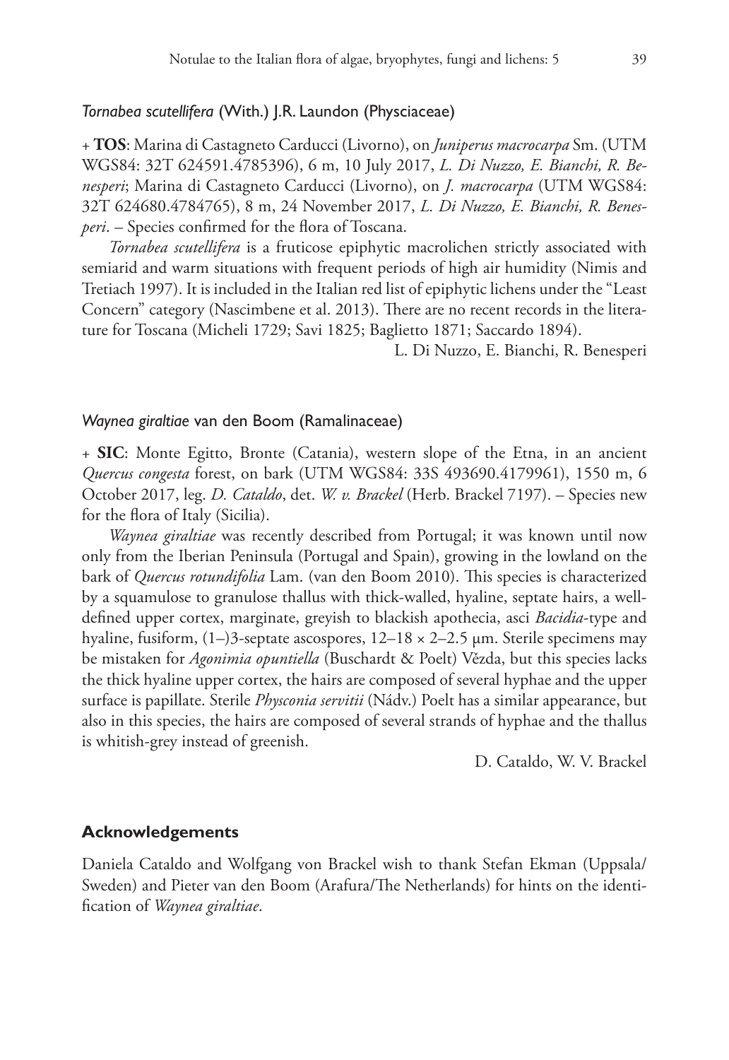### *Tornabea scutellifera* (With.) J.R. Laundon (Physciaceae)

+ **TOS**: Marina di Castagneto Carducci (Livorno), on *Juniperus macrocarpa* Sm. (UTM WGS84: 32T 624591.4785396), 6 m, 10 July 2017, *L. Di Nuzzo, E. Bianchi, R. Benesperi*; Marina di Castagneto Carducci (Livorno), on *J. macrocarpa* (UTM WGS84: 32T 624680.4784765), 8 m, 24 November 2017, *L. Di Nuzzo, E. Bianchi, R. Benesperi*. – Species confirmed for the flora of Toscana.

*Tornabea scutellifera* is a fruticose epiphytic macrolichen strictly associated with semiarid and warm situations with frequent periods of high air humidity (Nimis and Tretiach 1997). It is included in the Italian red list of epiphytic lichens under the "Least Concern" category (Nascimbene et al. 2013). There are no recent records in the literature for Toscana (Micheli 1729; Savi 1825; Baglietto 1871; Saccardo 1894).

L. Di Nuzzo, E. Bianchi, R. Benesperi

### *Waynea giraltiae* van den Boom (Ramalinaceae)

+ **SIC**: Monte Egitto, Bronte (Catania), western slope of the Etna, in an ancient *Quercus congesta* forest, on bark (UTM WGS84: 33S 493690.4179961), 1550 m, 6 October 2017, leg. *D. Cataldo*, det. *W. v. Brackel* (Herb. Brackel 7197). – Species new for the flora of Italy (Sicilia).

*Waynea giraltiae* was recently described from Portugal; it was known until now only from the Iberian Peninsula (Portugal and Spain), growing in the lowland on the bark of *Quercus rotundifolia* Lam. (van den Boom 2010). This species is characterized by a squamulose to granulose thallus with thick-walled, hyaline, septate hairs, a well-defined upper cortex, marginate, greyish to blackish apothecia, asci *Bacidia*-type and hyaline, fusiform, (1–)3-septate ascospores, 12–18 × 2–2.5 µm. Sterile specimens may be mistaken for *Agonimia opuntiella* (Buschardt & Poelt) Vězda, but this species lacks the thick hyaline upper cortex, the hairs are composed of several hyphae and the upper surface is papillate. Sterile *Physconia servitii* (Nádv.) Poelt has a similar appearance, but also in this species, the hairs are composed of several strands of hyphae and the thallus is whitish-grey instead of greenish.

D. Cataldo, W. V. Brackel

## Acknowledgements

Daniela Cataldo and Wolfgang von Brackel wish to thank Stefan Ekman (Uppsala/Sweden) and Pieter van den Boom (Arafura/The Netherlands) for hints on the identification of *Waynea giraltiae*.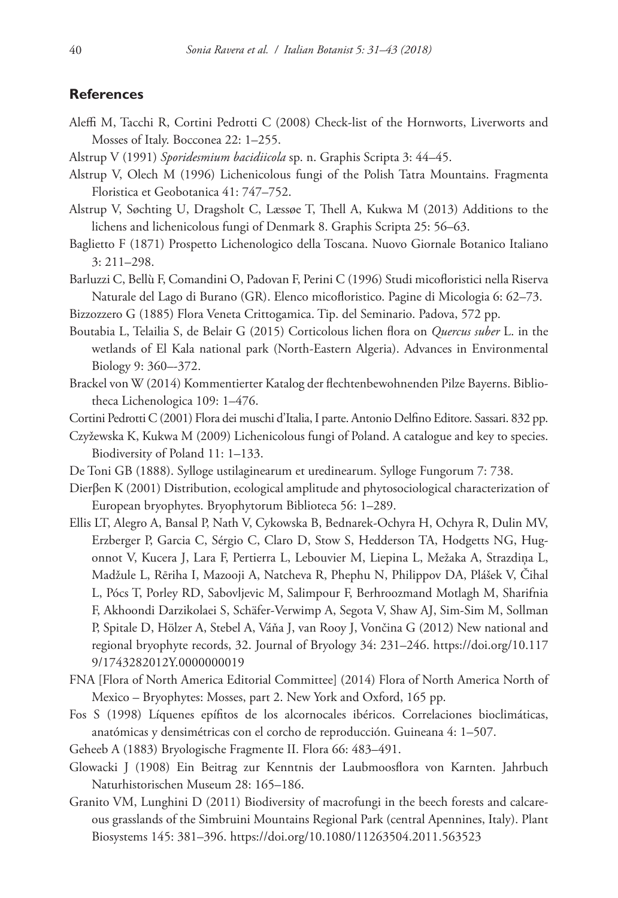## References

Aleffi M, Tacchi R, Cortini Pedrotti C (2008) Check-list of the Hornworts, Liverworts and Mosses of Italy. Bocconea 22: 1–255.

Alstrup V (1991) *Sporidesmium bacidiicola* sp. n. Graphis Scripta 3: 44–45.

Alstrup V, Olech M (1996) Lichenicolous fungi of the Polish Tatra Mountains. Fragmenta Floristica et Geobotanica 41: 747–752.

Alstrup V, Søchting U, Dragsholt C, Læssøe T, Thell A, Kukwa M (2013) Additions to the lichens and lichenicolous fungi of Denmark 8. Graphis Scripta 25: 56–63.

Baglietto F (1871) Prospetto Lichenologico della Toscana. Nuovo Giornale Botanico Italiano 3: 211–298.

Barluzzi C, Bellù F, Comandini O, Padovan F, Perini C (1996) Studi micofloristici nella Riserva Naturale del Lago di Burano (GR). Elenco micofloristico. Pagine di Micologia 6: 62–73.

Bizzozzero G (1885) Flora Veneta Crittogamica. Tip. del Seminario. Padova, 572 pp.

Boutabia L, Telailia S, de Belair G (2015) Corticolous lichen flora on *Quercus suber* L. in the wetlands of El Kala national park (North-Eastern Algeria). Advances in Environmental Biology 9: 360–-372.

Brackel von W (2014) Kommentierter Katalog der flechtenbewohnenden Pilze Bayerns. Bibliotheca Lichenologica 109: 1–476.

Cortini Pedrotti C (2001) Flora dei muschi d'Italia, I parte. Antonio Delfino Editore. Sassari. 832 pp.

Czyżewska K, Kukwa M (2009) Lichenicolous fungi of Poland. A catalogue and key to species. Biodiversity of Poland 11: 1–133.

De Toni GB (1888). Sylloge ustilaginearum et uredinearum. Sylloge Fungorum 7: 738.

Dierβen K (2001) Distribution, ecological amplitude and phytosociological characterization of European bryophytes. Bryophytorum Biblioteca 56: 1–289.

Ellis LT, Alegro A, Bansal P, Nath V, Cykowska B, Bednarek-Ochyra H, Ochyra R, Dulin MV, Erzberger P, Garcia C, Sérgio C, Claro D, Stow S, Hedderson TA, Hodgetts NG, Hugonnot V, Kucera J, Lara F, Pertierra L, Lebouvier M, Liepina L, Mežaka A, Strazdiņa L, Madžule L, Rēriha I, Mazooji A, Natcheva R, Phephu N, Philippov DA, Plášek V, Čihal L, Pócs T, Porley RD, Sabovljevic M, Salimpour F, Berhroozmand Motlagh M, Sharifnia F, Akhoondi Darzikolaei S, Schäfer-Verwimp A, Segota V, Shaw AJ, Sim-Sim M, Sollman P, Spitale D, Hölzer A, Stebel A, Váňa J, van Rooy J, Vončina G (2012) New national and regional bryophyte records, 32. Journal of Bryology 34: 231–246. https://doi.org/10.1179/1743282012Y.0000000019

FNA [Flora of North America Editorial Committee] (2014) Flora of North America North of Mexico – Bryophytes: Mosses, part 2. New York and Oxford, 165 pp.

Fos S (1998) Líquenes epífitos de los alcornocales ibéricos. Correlaciones bioclimáticas, anatómicas y densimétricas con el corcho de reproducción. Guineana 4: 1–507.

Geheeb A (1883) Bryologische Fragmente II. Flora 66: 483–491.

Glowacki J (1908) Ein Beitrag zur Kenntnis der Laubmoosflora von Karnten. Jahrbuch Naturhistorischen Museum 28: 165–186.

Granito VM, Lunghini D (2011) Biodiversity of macrofungi in the beech forests and calcareous grasslands of the Simbruini Mountains Regional Park (central Apennines, Italy). Plant Biosystems 145: 381–396. https://doi.org/10.1080/11263504.2011.563523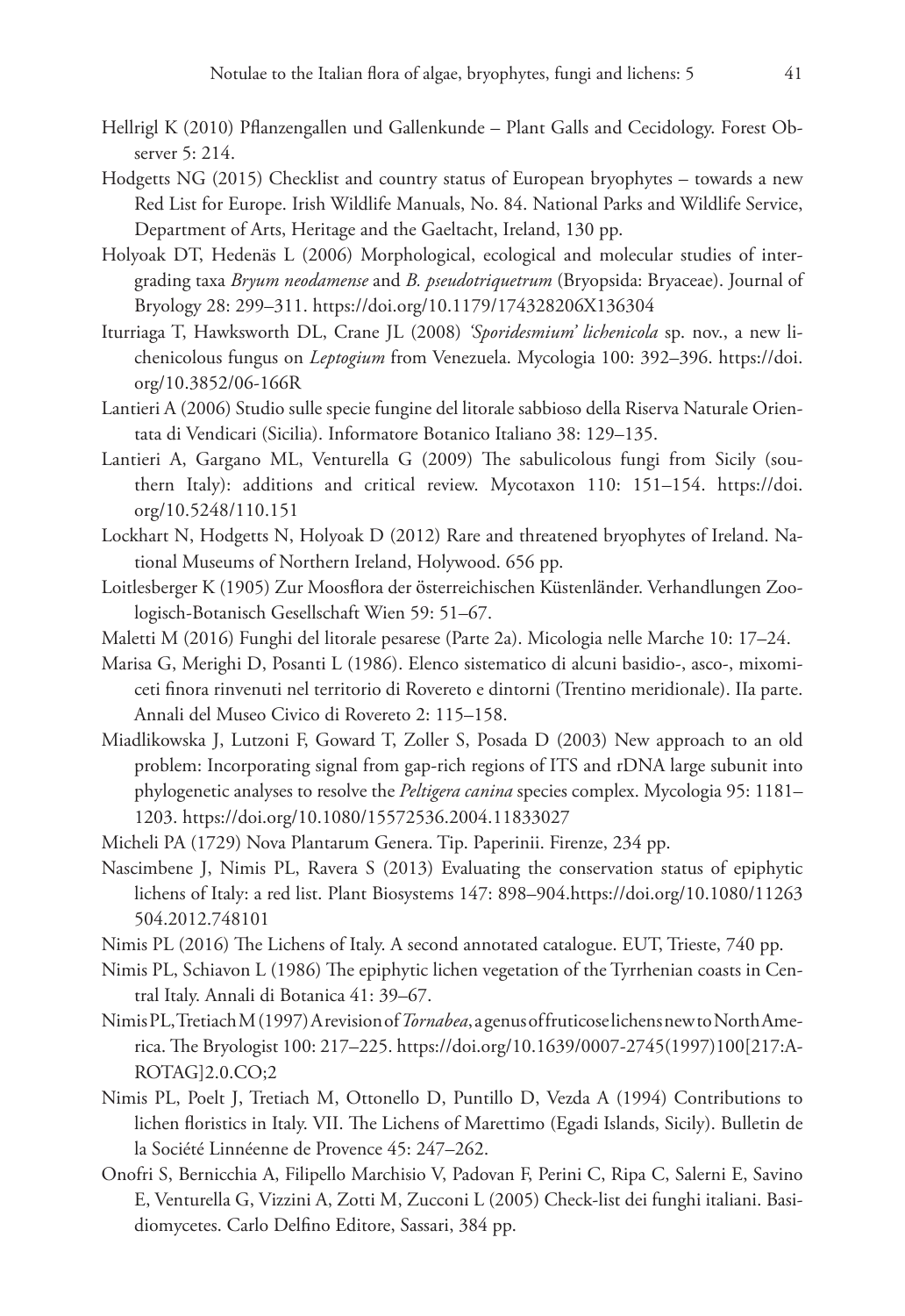Hellrigl K (2010) Pflanzengallen und Gallenkunde – Plant Galls and Cecidology. Forest Observer 5: 214.

Hodgetts NG (2015) Checklist and country status of European bryophytes – towards a new Red List for Europe. Irish Wildlife Manuals, No. 84. National Parks and Wildlife Service, Department of Arts, Heritage and the Gaeltacht, Ireland, 130 pp.

Holyoak DT, Hedenäs L (2006) Morphological, ecological and molecular studies of intergrading taxa *Bryum neodamense* and *B. pseudotriquetrum* (Bryopsida: Bryaceae). Journal of Bryology 28: 299–311. https://doi.org/10.1179/174328206X136304

Iturriaga T, Hawksworth DL, Crane JL (2008) *'Sporidesmium' lichenicola* sp. nov., a new lichenicolous fungus on *Leptogium* from Venezuela. Mycologia 100: 392–396. https://doi.org/10.3852/06-166R

Lantieri A (2006) Studio sulle specie fungine del litorale sabbioso della Riserva Naturale Orientata di Vendicari (Sicilia). Informatore Botanico Italiano 38: 129–135.

Lantieri A, Gargano ML, Venturella G (2009) The sabulicolous fungi from Sicily (southern Italy): additions and critical review. Mycotaxon 110: 151–154. https://doi.org/10.5248/110.151

Lockhart N, Hodgetts N, Holyoak D (2012) Rare and threatened bryophytes of Ireland. National Museums of Northern Ireland, Holywood. 656 pp.

Loitlesberger K (1905) Zur Moosflora der österreichischen Küstenländer. Verhandlungen Zoologisch-Botanisch Gesellschaft Wien 59: 51–67.

Maletti M (2016) Funghi del litorale pesarese (Parte 2a). Micologia nelle Marche 10: 17–24.

Marisa G, Merighi D, Posanti L (1986). Elenco sistematico di alcuni basidio-, asco-, mixomiceti finora rinvenuti nel territorio di Rovereto e dintorni (Trentino meridionale). IIa parte. Annali del Museo Civico di Rovereto 2: 115–158.

Miadlikowska J, Lutzoni F, Goward T, Zoller S, Posada D (2003) New approach to an old problem: Incorporating signal from gap-rich regions of ITS and rDNA large subunit into phylogenetic analyses to resolve the *Peltigera canina* species complex. Mycologia 95: 1181–1203. https://doi.org/10.1080/15572536.2004.11833027

Micheli PA (1729) Nova Plantarum Genera. Tip. Paperinii. Firenze, 234 pp.

Nascimbene J, Nimis PL, Ravera S (2013) Evaluating the conservation status of epiphytic lichens of Italy: a red list. Plant Biosystems 147: 898–904.https://doi.org/10.1080/11263504.2012.748101

Nimis PL (2016) The Lichens of Italy. A second annotated catalogue. EUT, Trieste, 740 pp.

Nimis PL, Schiavon L (1986) The epiphytic lichen vegetation of the Tyrrhenian coasts in Central Italy. Annali di Botanica 41: 39–67.

Nimis PL, Tretiach M (1997) A revision of *Tornabea*, a genus of fruticose lichens new to North America. The Bryologist 100: 217–225. https://doi.org/10.1639/0007-2745(1997)100[217:AROTAG]2.0.CO;2

Nimis PL, Poelt J, Tretiach M, Ottonello D, Puntillo D, Vezda A (1994) Contributions to lichen floristics in Italy. VII. The Lichens of Marettimo (Egadi Islands, Sicily). Bulletin de la Société Linnéenne de Provence 45: 247–262.

Onofri S, Bernicchia A, Filipello Marchisio V, Padovan F, Perini C, Ripa C, Salerni E, Savino E, Venturella G, Vizzini A, Zotti M, Zucconi L (2005) Check-list dei funghi italiani. Basidiomycetes. Carlo Delfino Editore, Sassari, 384 pp.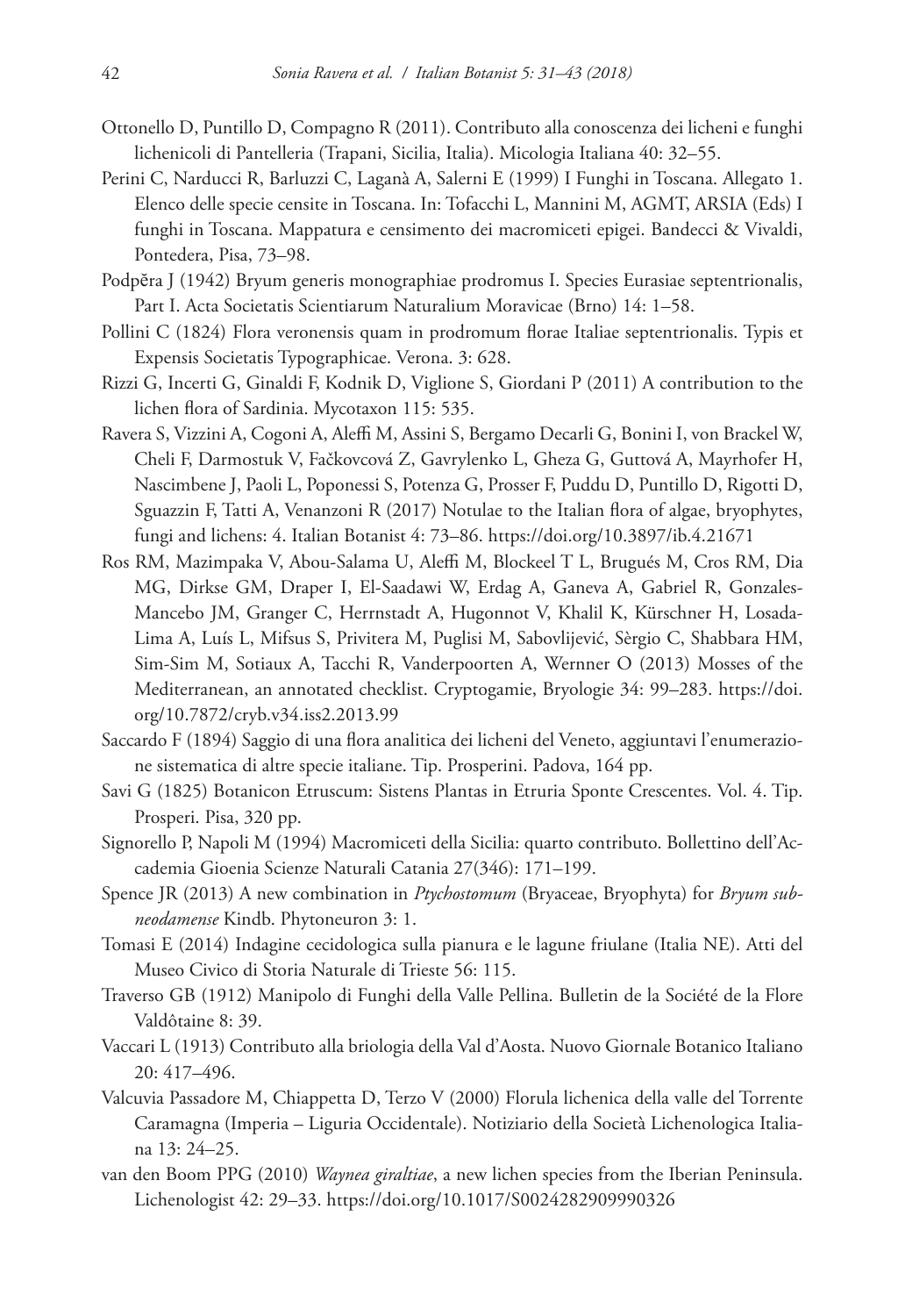Ottonello D, Puntillo D, Compagno R (2011). Contributo alla conoscenza dei licheni e funghi lichenicoli di Pantelleria (Trapani, Sicilia, Italia). Micologia Italiana 40: 32–55.

Perini C, Narducci R, Barluzzi C, Laganà A, Salerni E (1999) I Funghi in Toscana. Allegato 1. Elenco delle specie censite in Toscana. In: Tofacchi L, Mannini M, AGMT, ARSIA (Eds) I funghi in Toscana. Mappatura e censimento dei macromiceti epigei. Bandecci & Vivaldi, Pontedera, Pisa, 73–98.

Podpěra J (1942) Bryum generis monographiae prodromus I. Species Eurasiae septentrionalis, Part I. Acta Societatis Scientiarum Naturalium Moravicae (Brno) 14: 1–58.

Pollini C (1824) Flora veronensis quam in prodromum florae Italiae septentrionalis. Typis et Expensis Societatis Typographicae. Verona. 3: 628.

Rizzi G, Incerti G, Ginaldi F, Kodnik D, Viglione S, Giordani P (2011) A contribution to the lichen flora of Sardinia. Mycotaxon 115: 535.

Ravera S, Vizzini A, Cogoni A, Aleffi M, Assini S, Bergamo Decarli G, Bonini I, von Brackel W, Cheli F, Darmostuk V, Fačkovcová Z, Gavrylenko L, Gheza G, Guttová A, Mayrhofer H, Nascimbene J, Paoli L, Poponessi S, Potenza G, Prosser F, Puddu D, Puntillo D, Rigotti D, Sguazzin F, Tatti A, Venanzoni R (2017) Notulae to the Italian flora of algae, bryophytes, fungi and lichens: 4. Italian Botanist 4: 73–86. https://doi.org/10.3897/ib.4.21671

Ros RM, Mazimpaka V, Abou-Salama U, Aleffi M, Blockeel T L, Brugués M, Cros RM, Dia MG, Dirkse GM, Draper I, El-Saadawi W, Erdag A, Ganeva A, Gabriel R, Gonzales-Mancebo JM, Granger C, Herrnstadt A, Hugonnot V, Khalil K, Kürschner H, Losada-Lima A, Luís L, Mifsus S, Privitera M, Puglisi M, Sabovlijević, Sèrgio C, Shabbara HM, Sim-Sim M, Sotiaux A, Tacchi R, Vanderpoorten A, Wernner O (2013) Mosses of the Mediterranean, an annotated checklist. Cryptogamie, Bryologie 34: 99–283. https://doi.org/10.7872/cryb.v34.iss2.2013.99

Saccardo F (1894) Saggio di una flora analitica dei licheni del Veneto, aggiuntavi l'enumerazione sistematica di altre specie italiane. Tip. Prosperini. Padova, 164 pp.

Savi G (1825) Botanicon Etruscum: Sistens Plantas in Etruria Sponte Crescentes. Vol. 4. Tip. Prosperi. Pisa, 320 pp.

Signorello P, Napoli M (1994) Macromiceti della Sicilia: quarto contributo. Bollettino dell'Accademia Gioenia Scienze Naturali Catania 27(346): 171–199.

Spence JR (2013) A new combination in *Ptychostomum* (Bryaceae, Bryophyta) for *Bryum subneodamense* Kindb. Phytoneuron 3: 1.

Tomasi E (2014) Indagine cecidologica sulla pianura e le lagune friulane (Italia NE). Atti del Museo Civico di Storia Naturale di Trieste 56: 115.

Traverso GB (1912) Manipolo di Funghi della Valle Pellina. Bulletin de la Société de la Flore Valdôtaine 8: 39.

Vaccari L (1913) Contributo alla briologia della Val d'Aosta. Nuovo Giornale Botanico Italiano 20: 417–496.

Valcuvia Passadore M, Chiappetta D, Terzo V (2000) Florula lichenica della valle del Torrente Caramagna (Imperia – Liguria Occidentale). Notiziario della Società Lichenologica Italiana 13: 24–25.

van den Boom PPG (2010) *Waynea giraltiae*, a new lichen species from the Iberian Peninsula. Lichenologist 42: 29–33. https://doi.org/10.1017/S0024282909990326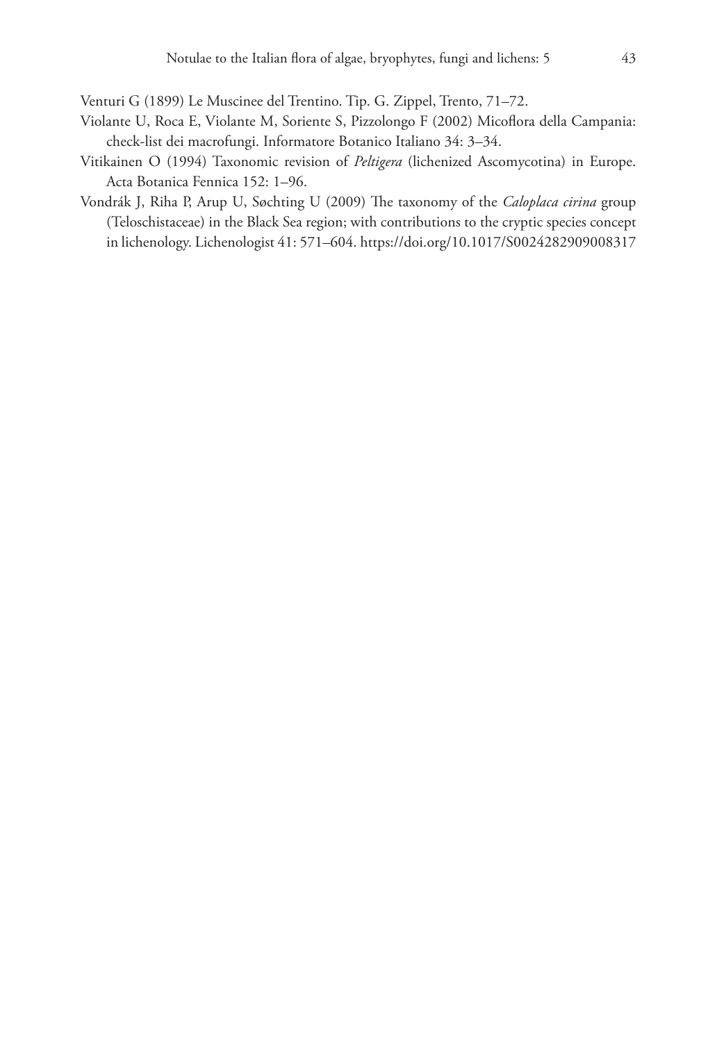Venturi G (1899) Le Muscinee del Trentino. Tip. G. Zippel, Trento, 71–72.

Violante U, Roca E, Violante M, Soriente S, Pizzolongo F (2002) Micoflora della Campania: check-list dei macrofungi. Informatore Botanico Italiano 34: 3–34.

Vitikainen O (1994) Taxonomic revision of *Peltigera* (lichenized Ascomycotina) in Europe. Acta Botanica Fennica 152: 1–96.

Vondrák J, Riha P, Arup U, Søchting U (2009) The taxonomy of the *Caloplaca cirina* group (Teloschistaceae) in the Black Sea region; with contributions to the cryptic species concept in lichenology. Lichenologist 41: 571–604. https://doi.org/10.1017/S0024282909008317